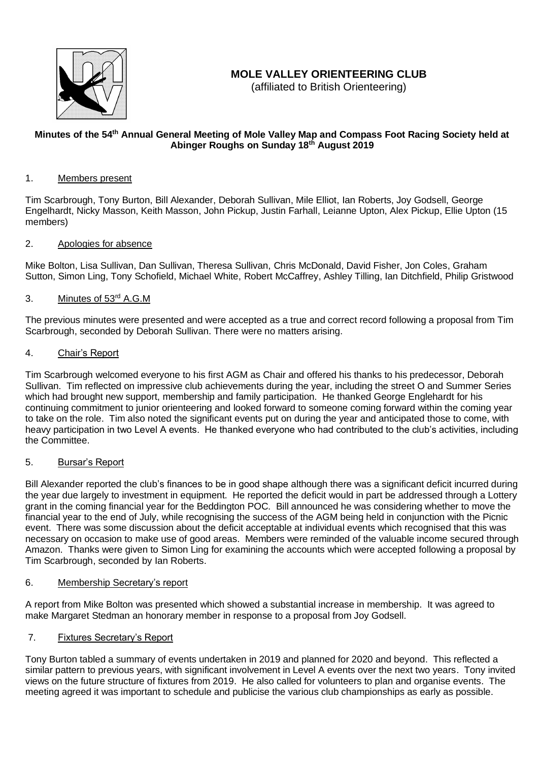# MOLE VALLEY ORIENTEERING CLUB

(affiliated to British Orienteering)

**Minutes of the 54th Annual General Meeting of Mole Valley Map and Compass Foot Racing Society held at Abinger Roughs on Sunday 18th August 2019**

## 1. Members present

Tim Scarbrough, Tony Burton, Bill Alexander, Deborah Sullivan, Mile Elliot, Ian Roberts, Joy Godsell, George Engelhardt, Nicky Masson, Keith Masson, John Pickup, Justin Farhall, Leianne Upton, Alex Pickup, Ellie Upton (15 members)

## 2. Apologies for absence

Mike Bolton, Lisa Sullivan, Dan Sullivan, Theresa Sullivan, Chris McDonald, David Fisher, Jon Coles, Graham Sutton, Simon Ling, Tony Schofield, Michael White, Robert McCaffrey, Ashley Tilling, Ian Ditchfield, Philip Gristwood

## 3. Minutes of 53rd A.G.M

The previous minutes were presented and were accepted as a true and correct record following a proposal from Tim Scarbrough, seconded by Deborah Sullivan. There were no matters arising.

## 4. Chair's Report

Tim Scarbrough welcomed everyone to his first AGM as Chair and offered his thanks to his predecessor, Deborah Sullivan. Tim reflected on impressive club achievements during the year, including the street O and Summer Series which had brought new support, membership and family participation. He thanked George Englehardt for his continuing commitment to junior orienteering and looked forward to someone coming forward within the coming year to take on the role. Tim also noted the significant events put on during the year and anticipated those to come, with heavy participation in two Level A events. He thanked everyone who had contributed to the club's activities, including the Committee.

## 5. Bursar's Report

Bill Alexander reported the club's finances to be in good shape although there was a significant deficit incurred during the year due largely to investment in equipment. He reported the deficit would in part be addressed through a Lottery grant in the coming financial year for the Beddington POC. Bill announced he was considering whether to move the financial year to the end of July, while recognising the success of the AGM being held in conjunction with the Picnic event. There was some discussion about the deficit acceptable at individual events which recognised that this was necessary on occasion to make use of good areas. Members were reminded of the valuable income secured through Amazon. Thanks were given to Simon Ling for examining the accounts which were accepted following a proposal by Tim Scarbrough, seconded by Ian Roberts.

## 6. Membership Secretary's report

A report from Mike Bolton was presented which showed a substantial increase in membership. It was agreed to make Margaret Stedman an honorary member in response to a proposal from Joy Godsell.

## 7. Fixtures Secretary's Report

Tony Burton tabled a summary of events undertaken in 2019 and planned for 2020 and beyond. This reflected a similar pattern to previous years, with significant involvement in Level A events over the next two years. Tony invited views on the future structure of fixtures from 2019. He also called for volunteers to plan and organise events. The meeting agreed it was important to schedule and publicise the various club championships as early as possible.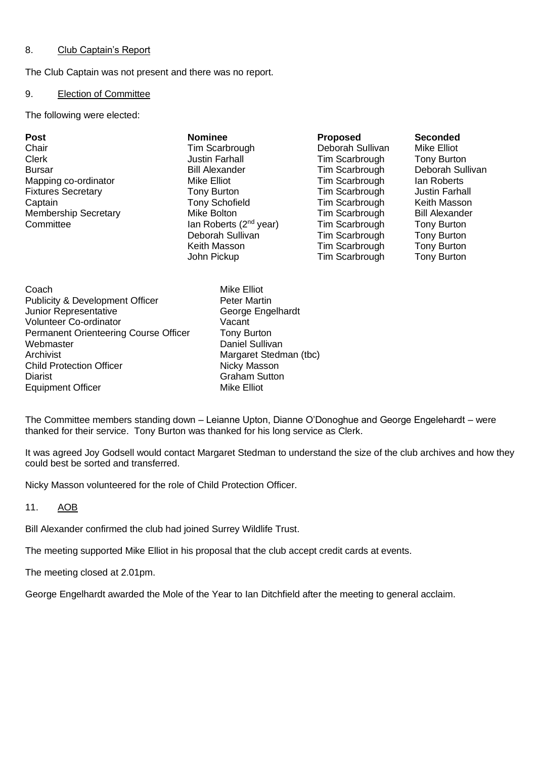8. Club Captain's Report

The Club Captain was not present and there was no report.

9. Election of Committee

The following were elected:

| Post | Nominee | Proposed | Seconded |
|---|---|---|---|
| Chair | Tim Scarbrough | Deborah Sullivan | Mike Elliot |
| Clerk | Justin Farhall | Tim Scarbrough | Tony Burton |
| Bursar | Bill Alexander | Tim Scarbrough | Deborah Sullivan |
| Mapping co-ordinator | Mike Elliot | Tim Scarbrough | Ian Roberts |
| Fixtures Secretary | Tony Burton | Tim Scarbrough | Justin Farhall |
| Captain | Tony Schofield | Tim Scarbrough | Keith Masson |
| Membership Secretary | Mike Bolton | Tim Scarbrough | Bill Alexander |
| Committee | Ian Roberts (2nd year) | Tim Scarbrough | Tony Burton |
| | Deborah Sullivan | Tim Scarbrough | Tony Burton |
| | Keith Masson | Tim Scarbrough | Tony Burton |
| | John Pickup | Tim Scarbrough | Tony Burton |

| | |
|---|---|
| Coach | Mike Elliot |
| Publicity & Development Officer | Peter Martin |
| Junior Representative | George Engelhardt |
| Volunteer Co-ordinator | Vacant |
| Permanent Orienteering Course Officer | Tony Burton |
| Webmaster | Daniel Sullivan |
| Archivist | Margaret Stedman (tbc) |
| Child Protection Officer | Nicky Masson |
| Diarist | Graham Sutton |
| Equipment Officer | Mike Elliot |

The Committee members standing down – Leianne Upton, Dianne O'Donoghue and George Engelehardt – were thanked for their service. Tony Burton was thanked for his long service as Clerk.

It was agreed Joy Godsell would contact Margaret Stedman to understand the size of the club archives and how they could best be sorted and transferred.

Nicky Masson volunteered for the role of Child Protection Officer.

11. AOB

Bill Alexander confirmed the club had joined Surrey Wildlife Trust.

The meeting supported Mike Elliot in his proposal that the club accept credit cards at events.

The meeting closed at 2.01pm.

George Engelhardt awarded the Mole of the Year to Ian Ditchfield after the meeting to general acclaim.